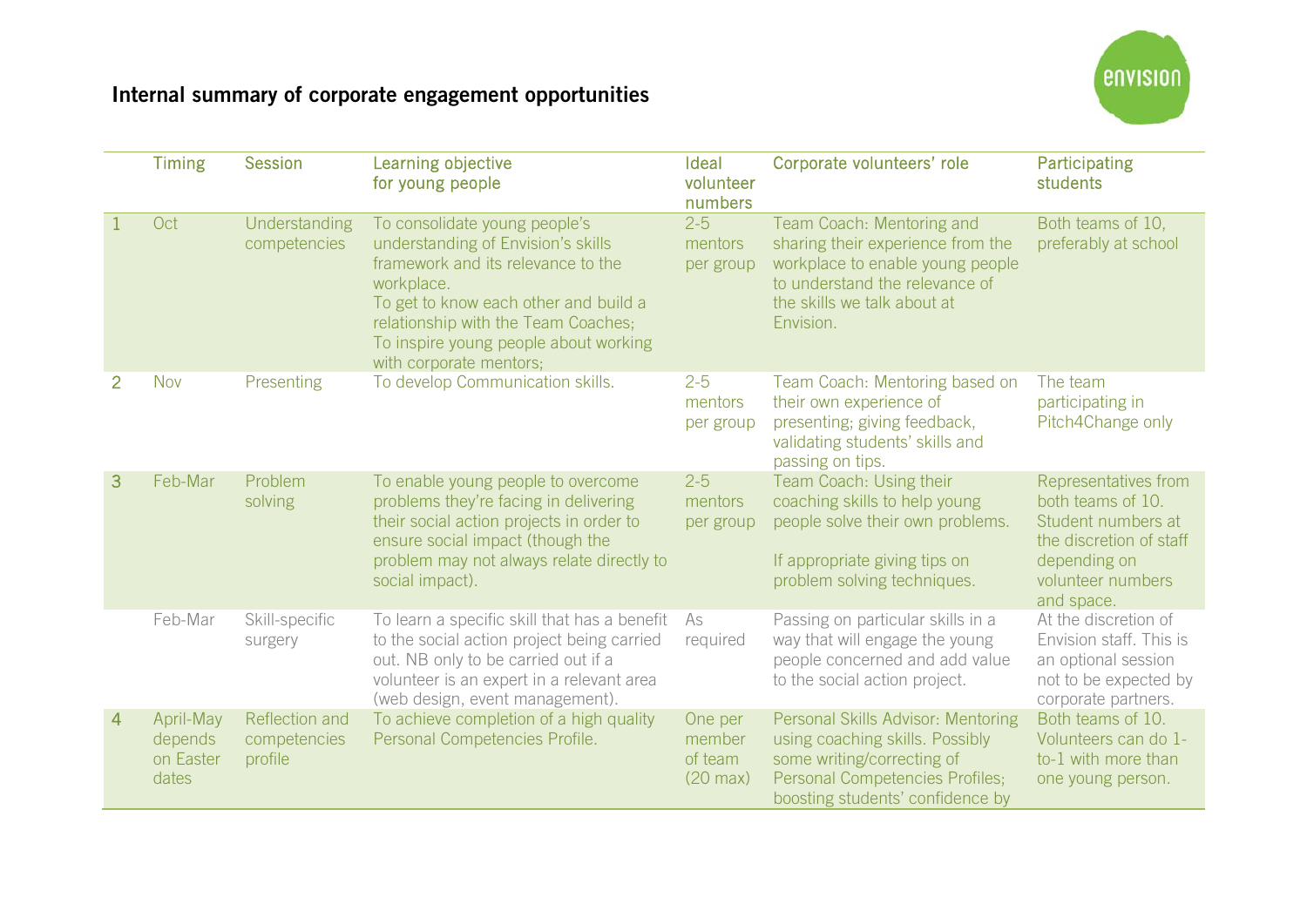# Internal summary of corporate engagement opportunities

| | Timing | Session | Learning objective for young people | Ideal volunteer numbers | Corporate volunteers' role | Participating students |
|---|---|---|---|---|---|---|
| 1 | Oct | Understanding competencies | To consolidate young people's understanding of Envision's skills framework and its relevance to the workplace. To get to know each other and build a relationship with the Team Coaches; To inspire young people about working with corporate mentors; | 2-5 mentors per group | Team Coach: Mentoring and sharing their experience from the workplace to enable young people to understand the relevance of the skills we talk about at Envision. | Both teams of 10, preferably at school |
| 2 | Nov | Presenting | To develop Communication skills. | 2-5 mentors per group | Team Coach: Mentoring based on their own experience of presenting; giving feedback, validating students' skills and passing on tips. | The team participating in Pitch4Change only |
| 3 | Feb-Mar | Problem solving | To enable young people to overcome problems they're facing in delivering their social action projects in order to ensure social impact (though the problem may not always relate directly to social impact). | 2-5 mentors per group | Team Coach: Using their coaching skills to help young people solve their own problems. If appropriate giving tips on problem solving techniques. | Representatives from both teams of 10. Student numbers at the discretion of staff depending on volunteer numbers and space. |
| | Feb-Mar | Skill-specific surgery | To learn a specific skill that has a benefit to the social action project being carried out. NB only to be carried out if a volunteer is an expert in a relevant area (web design, event management). | As required | Passing on particular skills in a way that will engage the young people concerned and add value to the social action project. | At the discretion of Envision staff. This is an optional session not to be expected by corporate partners. |
| 4 | April-May depends on Easter dates | Reflection and competencies profile | To achieve completion of a high quality Personal Competencies Profile. | One per member of team (20 max) | Personal Skills Advisor: Mentoring using coaching skills. Possibly some writing/correcting of Personal Competencies Profiles; boosting students' confidence by | Both teams of 10. Volunteers can do 1-to-1 with more than one young person. |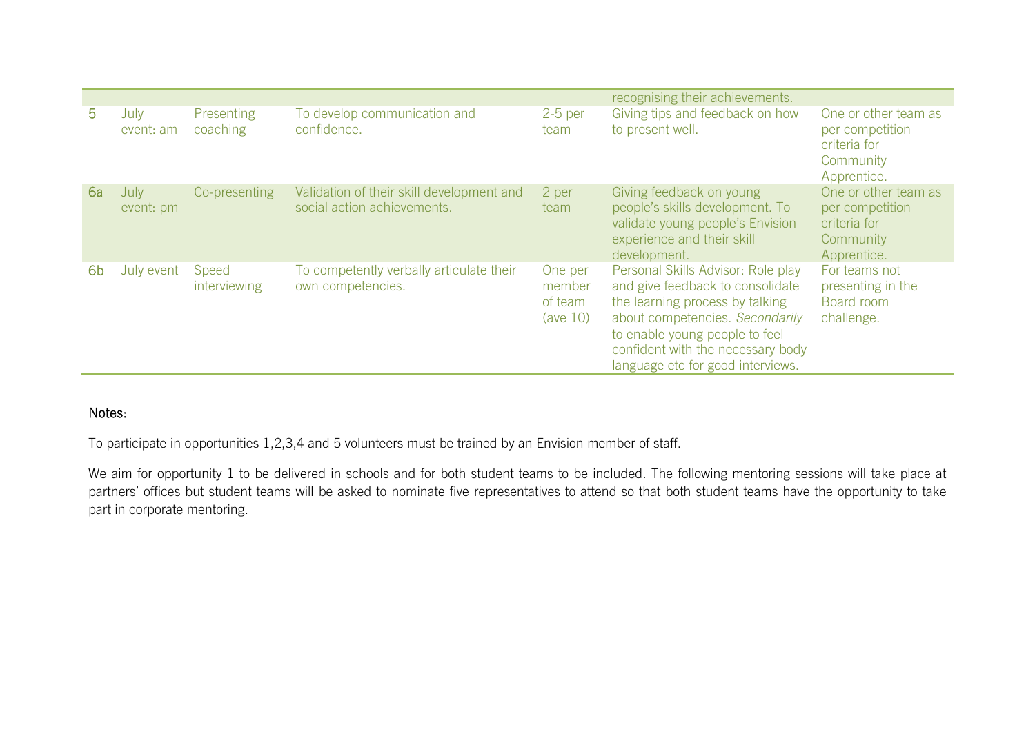| | | | | | | |
|---|---|---|---|---|---|---|
| | | | | | recognising their achievements. | |
| 5 | July event: am | Presenting coaching | To develop communication and confidence. | 2-5 per team | Giving tips and feedback on how to present well. | One or other team as per competition criteria for Community Apprentice. |
| 6a | July event: pm | Co-presenting | Validation of their skill development and social action achievements. | 2 per team | Giving feedback on young people's skills development. To validate young people's Envision experience and their skill development. | One or other team as per competition criteria for Community Apprentice. |
| 6b | July event | Speed interviewing | To competently verbally articulate their own competencies. | One per member of team (ave 10) | Personal Skills Advisor: Role play and give feedback to consolidate the learning process by talking about competencies. *Secondarily* to enable young people to feel confident with the necessary body language etc for good interviews. | For teams not presenting in the Board room challenge. |

**Notes:**

To participate in opportunities 1,2,3,4 and 5 volunteers must be trained by an Envision member of staff.

We aim for opportunity 1 to be delivered in schools and for both student teams to be included. The following mentoring sessions will take place at partners' offices but student teams will be asked to nominate five representatives to attend so that both student teams have the opportunity to take part in corporate mentoring.